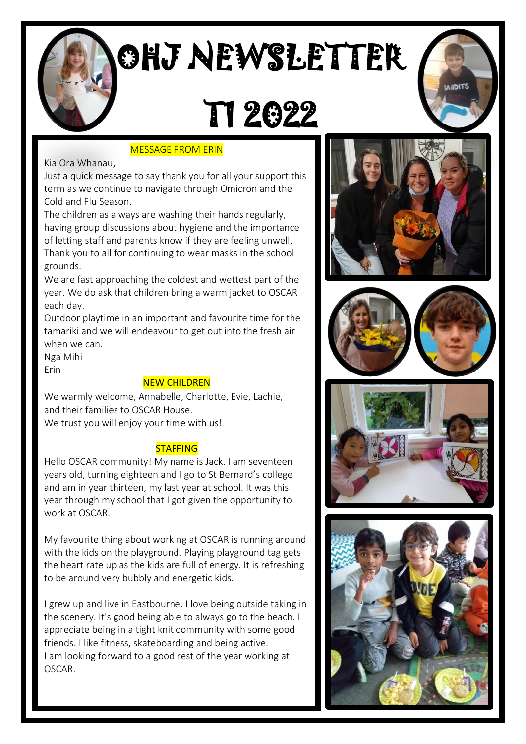# OHJ NEWSLETTER T1 2022

## MESSAGE FROM ERIN

Kia Ora Whanau,

Just a quick message to say thank you for all your support this term as we continue to navigate through Omicron and the Cold and Flu Season.

The children as always are washing their hands regularly, having group discussions about hygiene and the importance of letting staff and parents know if they are feeling unwell.

Thank you to all for continuing to wear masks in the school grounds.

We are fast approaching the coldest and wettest part of the year. We do ask that children bring a warm jacket to OSCAR each day.

Outdoor playtime in an important and favourite time for the tamariki and we will endeavour to get out into the fresh air when we can.

Nga Mihi

Erin

## NEW CHILDREN

We warmly welcome, Annabelle, Charlotte, Evie, Lachie, and their families to OSCAR House.

We trust you will enjoy your time with us!

## STAFFING

Hello OSCAR community! My name is Jack. I am seventeen years old, turning eighteen and I go to St Bernard's college and am in year thirteen, my last year at school. It was this year through my school that I got given the opportunity to work at OSCAR.

My favourite thing about working at OSCAR is running around with the kids on the playground. Playing playground tag gets the heart rate up as the kids are full of energy. It is refreshing to be around very bubbly and energetic kids.

I grew up and live in Eastbourne. I love being outside taking in the scenery. It's good being able to always go to the beach. I appreciate being in a tight knit community with some good friends. I like fitness, skateboarding and being active.

I am looking forward to a good rest of the year working at OSCAR.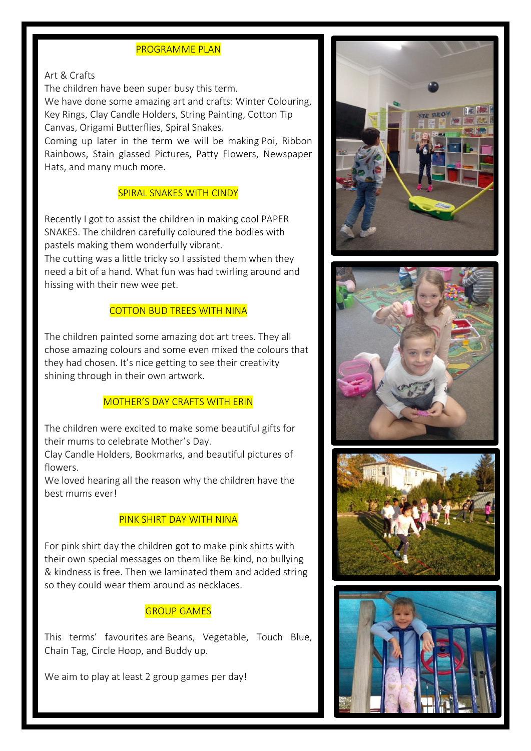## PROGRAMME PLAN

Art & Crafts

The children have been super busy this term.

We have done some amazing art and crafts: Winter Colouring, Key Rings, Clay Candle Holders, String Painting, Cotton Tip Canvas, Origami Butterflies, Spiral Snakes.

Coming up later in the term we will be making Poi, Ribbon Rainbows, Stain glassed Pictures, Patty Flowers, Newspaper Hats, and many much more.

## SPIRAL SNAKES WITH CINDY

Recently I got to assist the children in making cool PAPER SNAKES. The children carefully coloured the bodies with pastels making them wonderfully vibrant.

The cutting was a little tricky so I assisted them when they need a bit of a hand. What fun was had twirling around and hissing with their new wee pet.

## COTTON BUD TREES WITH NINA

The children painted some amazing dot art trees. They all chose amazing colours and some even mixed the colours that they had chosen. It's nice getting to see their creativity shining through in their own artwork.

## MOTHER'S DAY CRAFTS WITH ERIN

The children were excited to make some beautiful gifts for their mums to celebrate Mother's Day.

Clay Candle Holders, Bookmarks, and beautiful pictures of flowers.

We loved hearing all the reason why the children have the best mums ever!

## PINK SHIRT DAY WITH NINA

For pink shirt day the children got to make pink shirts with their own special messages on them like Be kind, no bullying & kindness is free. Then we laminated them and added string so they could wear them around as necklaces.

## GROUP GAMES

This terms' favourites are Beans, Vegetable, Touch Blue, Chain Tag, Circle Hoop, and Buddy up.

We aim to play at least 2 group games per day!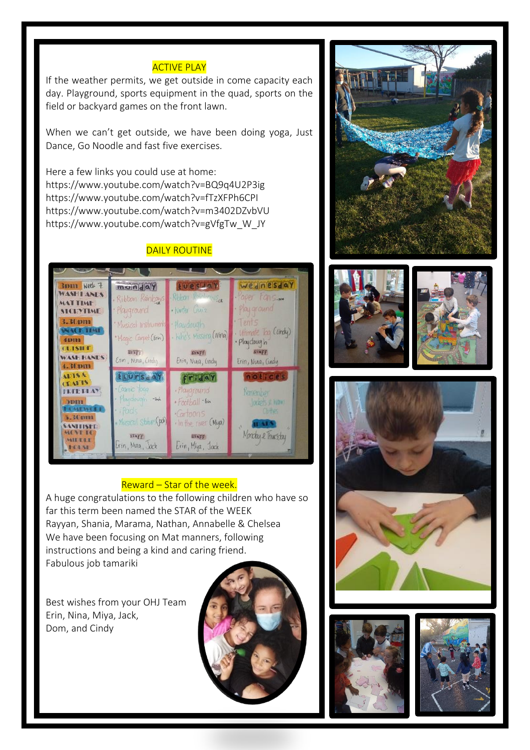## ACTIVE PLAY

If the weather permits, we get outside in come capacity each day. Playground, sports equipment in the quad, sports on the field or backyard games on the front lawn.

When we can't get outside, we have been doing yoga, Just Dance, Go Noodle and fast five exercises.

Here a few links you could use at home:
https://www.youtube.com/watch?v=BQ9q4U2P3ig
https://www.youtube.com/watch?v=fTzXFPh6CPI
https://www.youtube.com/watch?v=m3402DZvbVU
https://www.youtube.com/watch?v=gVfgTw_W_JY

## DAILY ROUTINE

## Reward – Star of the week.

A huge congratulations to the following children who have so far this term been named the STAR of the WEEK
Rayyan, Shania, Marama, Nathan, Annabelle & Chelsea
We have been focusing on Mat manners, following instructions and being a kind and caring friend.
Fabulous job tamariki

Best wishes from your OHJ Team
Erin, Nina, Miya, Jack,
Dom, and Cindy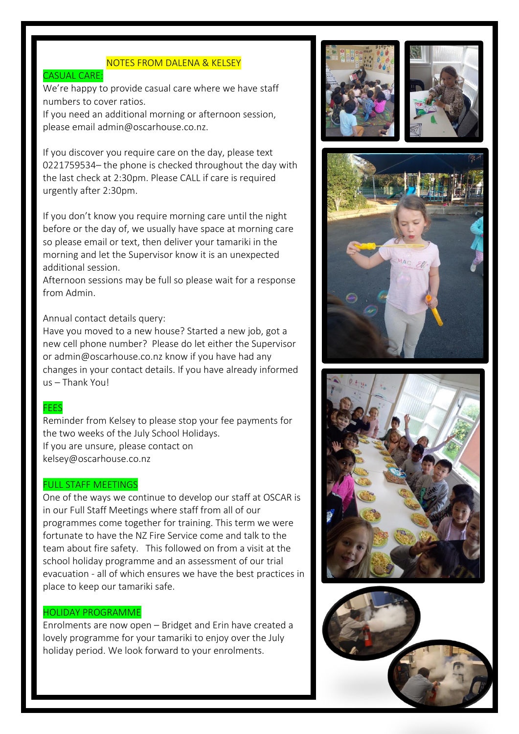## NOTES FROM DALENA & KELSEY

### CASUAL CARE:

We're happy to provide casual care where we have staff numbers to cover ratios.
If you need an additional morning or afternoon session, please email admin@oscarhouse.co.nz.

If you discover you require care on the day, please text 0221759534– the phone is checked throughout the day with the last check at 2:30pm. Please CALL if care is required urgently after 2:30pm.

If you don't know you require morning care until the night before or the day of, we usually have space at morning care so please email or text, then deliver your tamariki in the morning and let the Supervisor know it is an unexpected additional session.
Afternoon sessions may be full so please wait for a response from Admin.

Annual contact details query:
Have you moved to a new house? Started a new job, got a new cell phone number? Please do let either the Supervisor or admin@oscarhouse.co.nz know if you have had any changes in your contact details. If you have already informed us – Thank You!

### FEES

Reminder from Kelsey to please stop your fee payments for the two weeks of the July School Holidays.
If you are unsure, please contact on kelsey@oscarhouse.co.nz

### FULL STAFF MEETINGS

One of the ways we continue to develop our staff at OSCAR is in our Full Staff Meetings where staff from all of our programmes come together for training. This term we were fortunate to have the NZ Fire Service come and talk to the team about fire safety. This followed on from a visit at the school holiday programme and an assessment of our trial evacuation - all of which ensures we have the best practices in place to keep our tamariki safe.

### HOLIDAY PROGRAMME

Enrolments are now open – Bridget and Erin have created a lovely programme for your tamariki to enjoy over the July holiday period. We look forward to your enrolments.